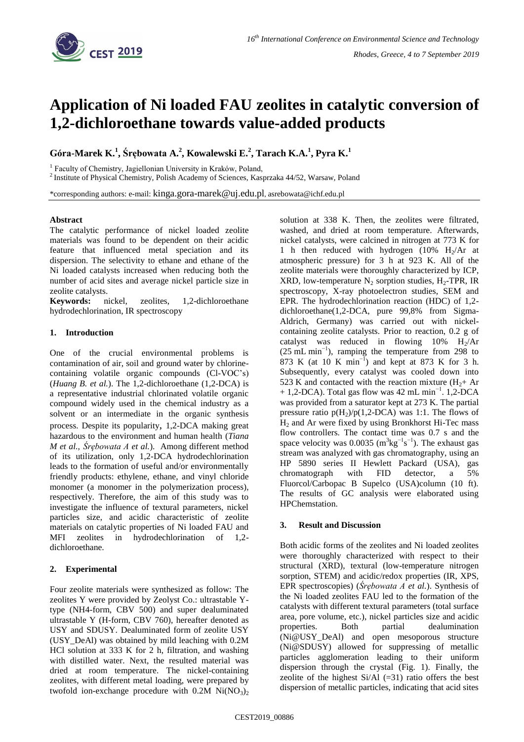# Application of Ni loaded FAU zeolites in catalytic conversion of 1,2-dichloroethane towards value-added products

**Góra-Marek K.[1], Śrębowata A.[2], Kowalewski E.[2], Tarach K.A.[1], Pyra K.[1]**

[1] Faculty of Chemistry, Jagiellonian University in Kraków, Poland,

[2] Institute of Physical Chemistry, Polish Academy of Sciences, Kasprzaka 44/52, Warsaw, Poland

*corresponding authors: e-mail: kinga.gora-marek@uj.edu.pl, asrebowata@ichf.edu.pl

**Abstract**

The catalytic performance of nickel loaded zeolite materials was found to be dependent on their acidic feature that influenced metal speciation and its dispersion. The selectivity to ethane and ethane of the Ni loaded catalysts increased when reducing both the number of acid sites and average nickel particle size in zeolite catalysts.

**Keywords:** nickel, zeolites, 1,2-dichloroethane hydrodechlorination, IR spectroscopy

## 1. Introduction

One of the crucial environmental problems is contamination of air, soil and ground water by chlorine-containing volatile organic compounds (Cl-VOC's) (*Huang B. et al.*). The 1,2-dichloroethane (1,2-DCA) is a representative industrial chlorinated volatile organic compound widely used in the chemical industry as a solvent or an intermediate in the organic synthesis process. Despite its popularity, 1,2-DCA making great hazardous to the environment and human health (*Tiana M et al., Śrębowata A et al.*). Among different method of its utilization, only 1,2-DCA hydrodechlorination leads to the formation of useful and/or environmentally friendly products: ethylene, ethane, and vinyl chloride monomer (a monomer in the polymerization process), respectively. Therefore, the aim of this study was to investigate the influence of textural parameters, nickel particles size, and acidic characteristic of zeolite materials on catalytic properties of Ni loaded FAU and MFI zeolites in hydrodechlorination of 1,2-dichloroethane.

## 2. Experimental

Four zeolite materials were synthesized as follow: The zeolites Y were provided by Zeolyst Co.: ultrastable Y-type (NH4-form, CBV 500) and super dealuminated ultrastable Y (H-form, CBV 760), hereafter denoted as USY and SDUSY. Dealuminated form of zeolite USY (USY_DeAl) was obtained by mild leaching with 0.2M HCl solution at 333 K for 2 h, filtration, and washing with distilled water. Next, the resulted material was dried at room temperature. The nickel-containing zeolites, with different metal loading, were prepared by twofold ion-exchange procedure with 0.2M $Ni(NO_3)_2$ solution at 338 K. Then, the zeolites were filtrated, washed, and dried at room temperature. Afterwards, nickel catalysts, were calcined in nitrogen at 773 K for 1 h then reduced with hydrogen (10% $H_2$/Ar at atmospheric pressure) for 3 h at 923 K. All of the zeolite materials were thoroughly characterized by ICP, XRD, low-temperature $N_2$ sorption studies, $H_2$-TPR, IR spectroscopy, X-ray photoelectron studies, SEM and EPR. The hydrodechlorination reaction (HDC) of 1,2-dichloroethane(1,2-DCA, pure 99,8% from Sigma-Aldrich, Germany) was carried out with nickel-containing zeolite catalysts. Prior to reaction, 0.2 g of catalyst was reduced in flowing 10% $H_2$/Ar (25 mL $min^{-1}$), ramping the temperature from 298 to 873 K (at 10 K $min^{-1}$) and kept at 873 K for 3 h. Subsequently, every catalyst was cooled down into 523 K and contacted with the reaction mixture ($H_2$+ Ar + 1,2-DCA). Total gas flow was 42 mL $min^{-1}$. 1,2-DCA was provided from a saturator kept at 273 K. The partial pressure ratio $p(H_2)/p(1,2\text{-DCA})$ was 1:1. The flows of $H_2$ and Ar were fixed by using Bronkhorst Hi-Tec mass flow controllers. The contact time was 0.7 s and the space velocity was 0.0035 ($m^3kg^{-1}s^{-1}$). The exhaust gas stream was analyzed with gas chromatography, using an HP 5890 series II Hewlett Packard (USA), gas chromatograph with FID detector, a 5% Fluorcol/Carbopac B Supelco (USA)column (10 ft). The results of GC analysis were elaborated using HPChemstation.

## 3. Result and Discussion

Both acidic forms of the zeolites and Ni loaded zeolites were thoroughly characterized with respect to their structural (XRD), textural (low-temperature nitrogen sorption, STEM) and acidic/redox properties (IR, XPS, EPR spectroscopies) (*Śrębowata A et al.*). Synthesis of the Ni loaded zeolites FAU led to the formation of the catalysts with different textural parameters (total surface area, pore volume, etc.), nickel particles size and acidic properties. Both partial dealumination (Ni@USY_DeAl) and open mesoporous structure (Ni@SDUSY) allowed for suppressing of metallic particles agglomeration leading to their uniform dispersion through the crystal (Fig. 1). Finally, the zeolite of the highest Si/Al (=31) ratio offers the best dispersion of metallic particles, indicating that acid sites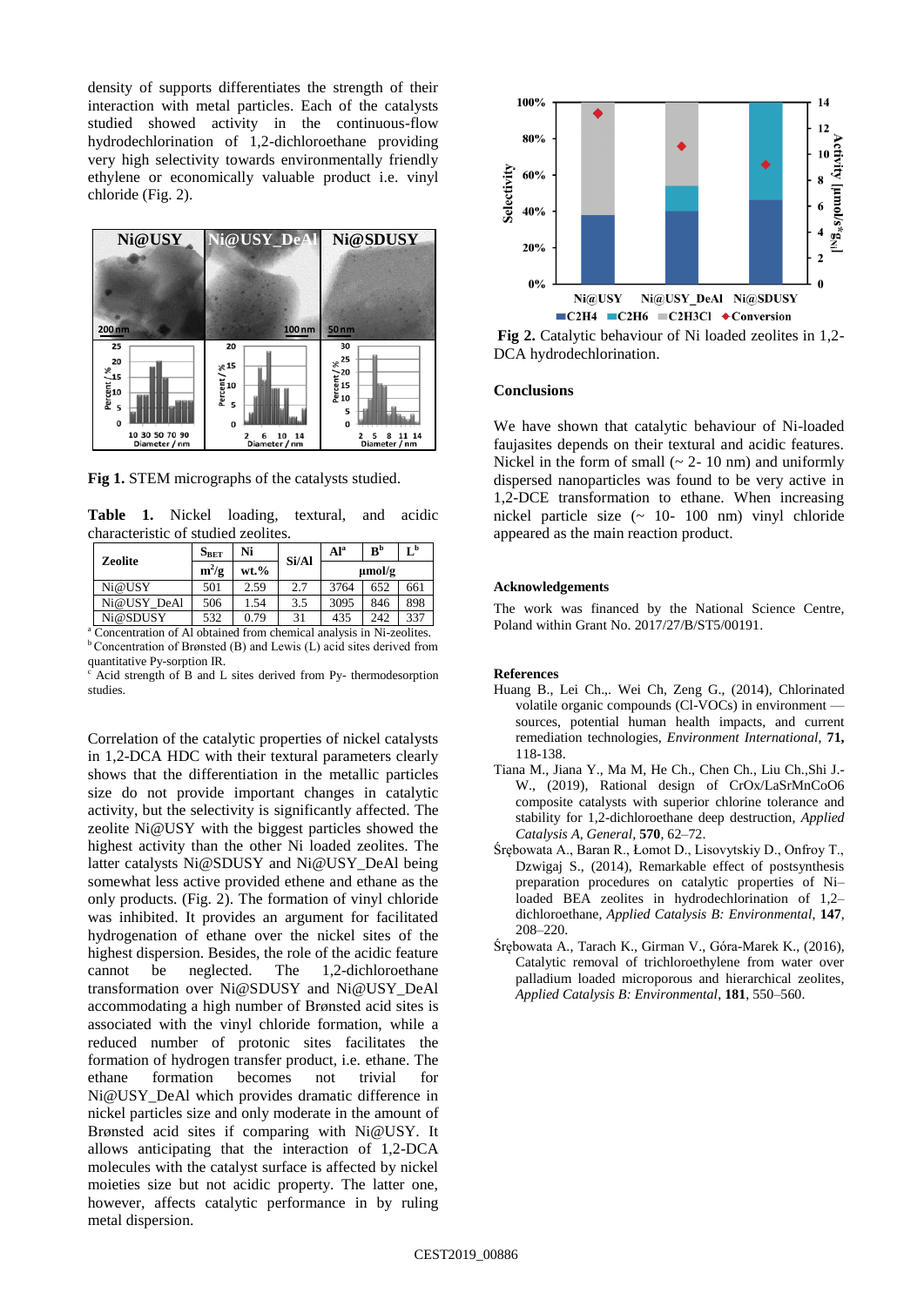density of supports differentiates the strength of their interaction with metal particles. Each of the catalysts studied showed activity in the continuous-flow hydrodechlorination of 1,2-dichloroethane providing very high selectivity towards environmentally friendly ethylene or economically valuable product i.e. vinyl chloride (Fig. 2).

Ni@USY
Ni@USY_DeAl
Ni@SDUSY
200 nm
100 nm
50 nm
Percent / %
Diameter / nm

**Fig 1.** STEM micrographs of the catalysts studied.

**Table 1.** Nickel loading, textural, and acidic characteristic of studied zeolites.

| Zeolite | $S_{BET}$ | Ni | Si/Al | $Al^a$ | $B^b$ | $L^b$ |
|---|---|---|---|---|---|---|
| | $m^2/g$ | wt.% | | μmol/g | | |
| Ni@USY | 501 | 2.59 | 2.7 | 3764 | 652 | 661 |
| Ni@USY_DeAl | 506 | 1.54 | 3.5 | 3095 | 846 | 898 |
| Ni@SDUSY | 532 | 0.79 | 31 | 435 | 242 | 337 |

[a] Concentration of Al obtained from chemical analysis in Ni-zeolites.
[b] Concentration of Brønsted (B) and Lewis (L) acid sites derived from quantitative Py-sorption IR.
[c] Acid strength of B and L sites derived from Py- thermodesorption studies.

Correlation of the catalytic properties of nickel catalysts in 1,2-DCA HDC with their textural parameters clearly shows that the differentiation in the metallic particles size do not provide important changes in catalytic activity, but the selectivity is significantly affected. The zeolite Ni@USY with the biggest particles showed the highest activity than the other Ni loaded zeolites. The latter catalysts Ni@SDUSY and Ni@USY_DeAl being somewhat less active provided ethene and ethane as the only products. (Fig. 2). The formation of vinyl chloride was inhibited. It provides an argument for facilitated hydrogenation of ethane over the nickel sites of the highest dispersion. Besides, the role of the acidic feature cannot be neglected. The 1,2-dichloroethane transformation over Ni@SDUSY and Ni@USY_DeAl accommodating a high number of Brønsted acid sites is associated with the vinyl chloride formation, while a reduced number of protonic sites facilitates the formation of hydrogen transfer product, i.e. ethane. The ethane formation becomes not trivial for Ni@USY_DeAl which provides dramatic difference in nickel particles size and only moderate in the amount of Brønsted acid sites if comparing with Ni@USY. It allows anticipating that the interaction of 1,2-DCA molecules with the catalyst surface is affected by nickel moieties size but not acidic property. The latter one, however, affects catalytic performance in by ruling metal dispersion.

100%
80%
60%
40%
20%
0%
Selectivity
14
12
10
8
6
4
2
0
Activity [μmol/s*$g_{Ni}$]
Ni@USY
Ni@USY_DeAl
Ni@SDUSY
C2H4 C2H6 C2H3Cl Conversion

**Fig 2.** Catalytic behaviour of Ni loaded zeolites in 1,2-DCA hydrodechlorination.

## Conclusions

We have shown that catalytic behaviour of Ni-loaded faujasites depends on their textural and acidic features. Nickel in the form of small (~ 2- 10 nm) and uniformly dispersed nanoparticles was found to be very active in 1,2-DCE transformation to ethane. When increasing nickel particle size (~ 10- 100 nm) vinyl chloride appeared as the main reaction product.

## Acknowledgements

The work was financed by the National Science Centre, Poland within Grant No. 2017/27/B/ST5/00191.

## References

Huang B., Lei Ch.,. Wei Ch, Zeng G., (2014), Chlorinated volatile organic compounds (Cl-VOCs) in environment — sources, potential human health impacts, and current remediation technologies, *Environment International*, **71,** 118-138.

Tiana M., Jiana Y., Ma M, He Ch., Chen Ch., Liu Ch.,Shi J.-W., (2019), Rational design of CrOx/LaSrMnCoO6 composite catalysts with superior chlorine tolerance and stability for 1,2-dichloroethane deep destruction, *Applied Catalysis A, General*, **570**, 62–72.

Śrębowata A., Baran R., Łomot D., Lisovytskiy D., Onfroy T., Dzwigaj S., (2014), Remarkable effect of postsynthesis preparation procedures on catalytic properties of Ni–loaded BEA zeolites in hydrodechlorination of 1,2–dichloroethane, *Applied Catalysis B: Environmental*, **147**, 208–220.

Śrębowata A., Tarach K., Girman V., Góra-Marek K., (2016), Catalytic removal of trichloroethylene from water over palladium loaded microporous and hierarchical zeolites, *Applied Catalysis B: Environmental*, **181**, 550–560.